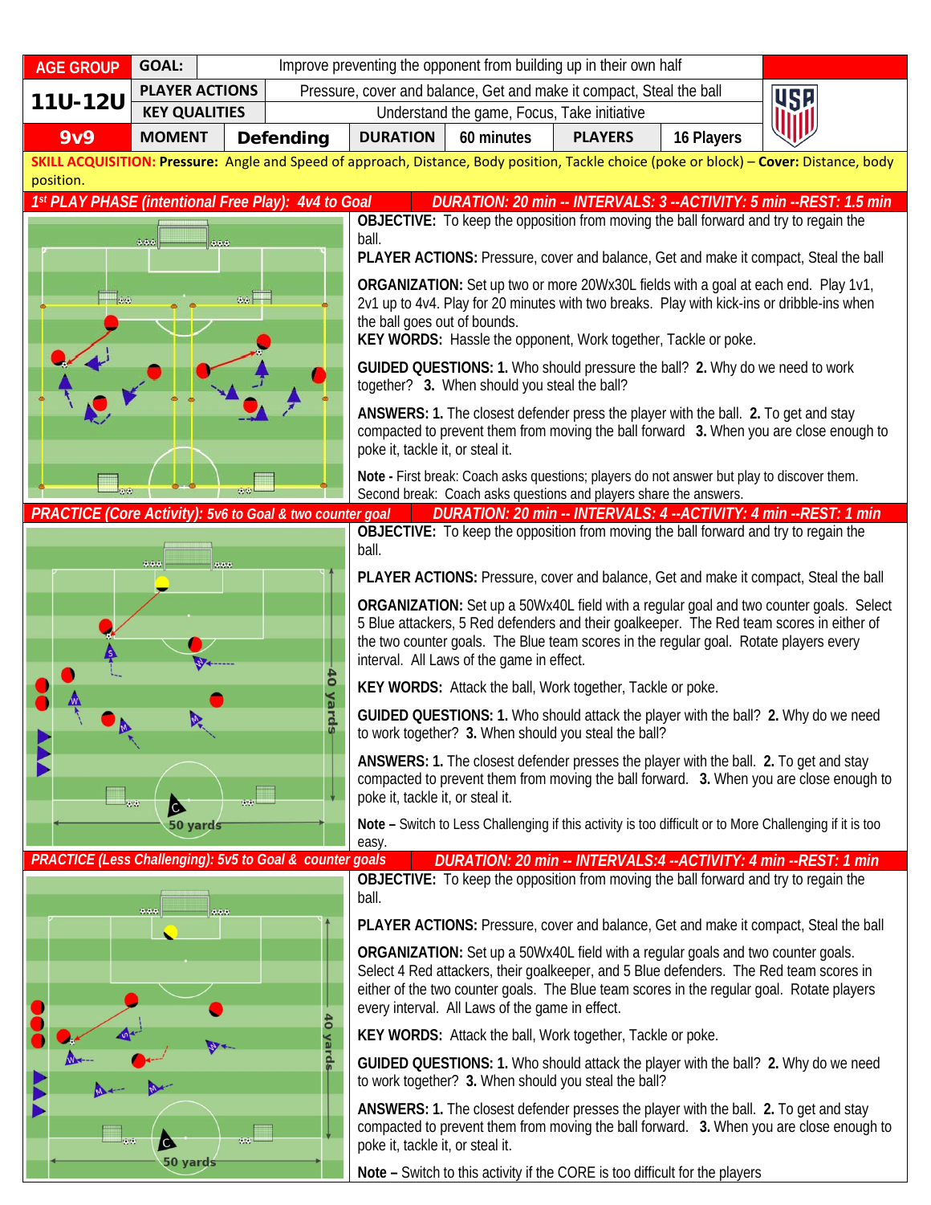| AGE GROUP | GOAL: | Improve preventing the opponent from building up in their own half | | | | |
|---|---|---|---|---|---|---|
| 11U-12U | PLAYER ACTIONS | Pressure, cover and balance, Get and make it compact, Steal the ball | | | | |
| | KEY QUALITIES | Understand the game, Focus, Take initiative | | | | |
| 9v9 | MOMENT | Defending | DURATION | 60 minutes | PLAYERS | 16 Players |

**SKILL ACQUISITION: Pressure:** Angle and Speed of approach, Distance, Body position, Tackle choice (poke or block) – **Cover:** Distance, body position.

## 1st PLAY PHASE (intentional Free Play): 4v4 to Goal — DURATION: 20 min -- INTERVALS: 3 --ACTIVITY: 5 min --REST: 1.5 min

**OBJECTIVE:** To keep the opposition from moving the ball forward and try to regain the ball.

**PLAYER ACTIONS:** Pressure, cover and balance, Get and make it compact, Steal the ball

**ORGANIZATION:** Set up two or more 20Wx30L fields with a goal at each end. Play 1v1, 2v1 up to 4v4. Play for 20 minutes with two breaks. Play with kick-ins or dribble-ins when the ball goes out of bounds.

**KEY WORDS:** Hassle the opponent, Work together, Tackle or poke.

**GUIDED QUESTIONS: 1.** Who should pressure the ball? **2.** Why do we need to work together? **3.** When should you steal the ball?

**ANSWERS: 1.** The closest defender press the player with the ball. **2.** To get and stay compacted to prevent them from moving the ball forward **3.** When you are close enough to poke it, tackle it, or steal it.

**Note -** First break: Coach asks questions; players do not answer but play to discover them. Second break: Coach asks questions and players share the answers.

## PRACTICE (Core Activity): 5v6 to Goal & two counter goal — DURATION: 20 min -- INTERVALS: 4 --ACTIVITY: 4 min --REST: 1 min

40 yards
50 yards

**OBJECTIVE:** To keep the opposition from moving the ball forward and try to regain the ball.

**PLAYER ACTIONS:** Pressure, cover and balance, Get and make it compact, Steal the ball

**ORGANIZATION:** Set up a 50Wx40L field with a regular goal and two counter goals. Select 5 Blue attackers, 5 Red defenders and their goalkeeper. The Red team scores in either of the two counter goals. The Blue team scores in the regular goal. Rotate players every interval. All Laws of the game in effect.

**KEY WORDS:** Attack the ball, Work together, Tackle or poke.

**GUIDED QUESTIONS: 1.** Who should attack the player with the ball? **2.** Why do we need to work together? **3.** When should you steal the ball?

**ANSWERS: 1.** The closest defender presses the player with the ball. **2.** To get and stay compacted to prevent them from moving the ball forward. **3.** When you are close enough to poke it, tackle it, or steal it.

**Note –** Switch to Less Challenging if this activity is too difficult or to More Challenging if it is too easy.

## PRACTICE (Less Challenging): 5v5 to Goal & counter goals — DURATION: 20 min -- INTERVALS:4 --ACTIVITY: 4 min --REST: 1 min

40 yards
50 yards

**OBJECTIVE:** To keep the opposition from moving the ball forward and try to regain the ball.

**PLAYER ACTIONS:** Pressure, cover and balance, Get and make it compact, Steal the ball

**ORGANIZATION:** Set up a 50Wx40L field with a regular goals and two counter goals. Select 4 Red attackers, their goalkeeper, and 5 Blue defenders. The Red team scores in either of the two counter goals. The Blue team scores in the regular goal. Rotate players every interval. All Laws of the game in effect.

**KEY WORDS:** Attack the ball, Work together, Tackle or poke.

**GUIDED QUESTIONS: 1.** Who should attack the player with the ball? **2.** Why do we need to work together? **3.** When should you steal the ball?

**ANSWERS: 1.** The closest defender presses the player with the ball. **2.** To get and stay compacted to prevent them from moving the ball forward. **3.** When you are close enough to poke it, tackle it, or steal it.

**Note –** Switch to this activity if the CORE is too difficult for the players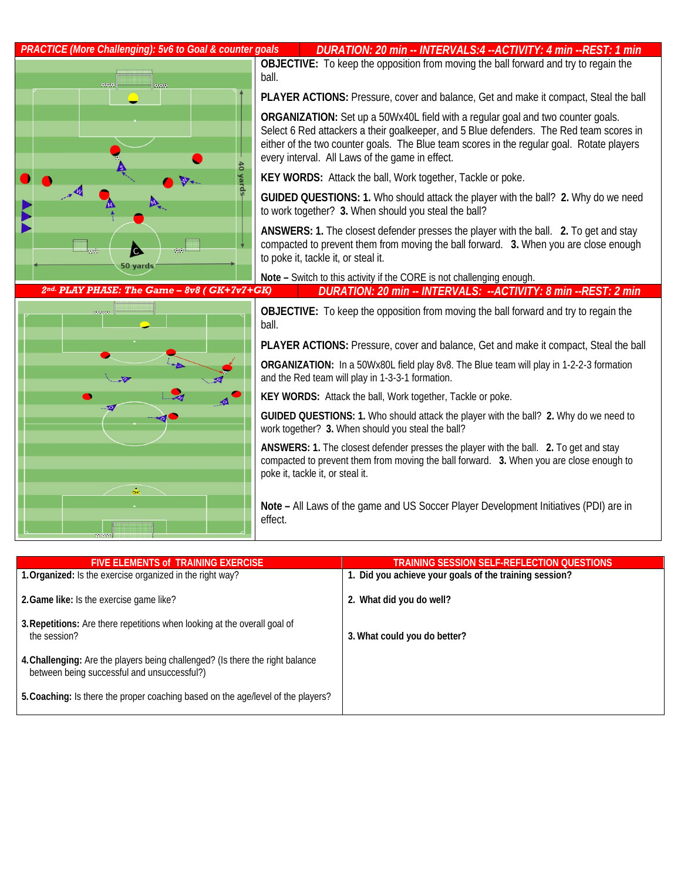## PRACTICE (More Challenging): 5v6 to Goal & counter goals

**DURATION: 20 min -- INTERVALS:4 --ACTIVITY: 4 min --REST: 1 min**

40 yards

50 yards

**OBJECTIVE:** To keep the opposition from moving the ball forward and try to regain the ball.

**PLAYER ACTIONS:** Pressure, cover and balance, Get and make it compact, Steal the ball

**ORGANIZATION:** Set up a 50Wx40L field with a regular goal and two counter goals. Select 6 Red attackers a their goalkeeper, and 5 Blue defenders. The Red team scores in either of the two counter goals. The Blue team scores in the regular goal. Rotate players every interval. All Laws of the game in effect.

**KEY WORDS:** Attack the ball, Work together, Tackle or poke.

**GUIDED QUESTIONS: 1.** Who should attack the player with the ball? **2.** Why do we need to work together? **3.** When should you steal the ball?

**ANSWERS: 1.** The closest defender presses the player with the ball. **2.** To get and stay compacted to prevent them from moving the ball forward. **3.** When you are close enough to poke it, tackle it, or steal it.

**Note –** Switch to this activity if the CORE is not challenging enough.

## 2nd. PLAY PHASE: The Game – 8v8 ( GK+7v7+GK)

**DURATION: 20 min -- INTERVALS: --ACTIVITY: 8 min --REST: 2 min**

**OBJECTIVE:** To keep the opposition from moving the ball forward and try to regain the ball.

**PLAYER ACTIONS:** Pressure, cover and balance, Get and make it compact, Steal the ball

**ORGANIZATION:** In a 50Wx80L field play 8v8. The Blue team will play in 1-2-2-3 formation and the Red team will play in 1-3-3-1 formation.

**KEY WORDS:** Attack the ball, Work together, Tackle or poke.

**GUIDED QUESTIONS: 1.** Who should attack the player with the ball? **2.** Why do we need to work together? **3.** When should you steal the ball?

**ANSWERS: 1.** The closest defender presses the player with the ball. **2.** To get and stay compacted to prevent them from moving the ball forward. **3.** When you are close enough to poke it, tackle it, or steal it.

**Note –** All Laws of the game and US Soccer Player Development Initiatives (PDI) are in effect.

| FIVE ELEMENTS of TRAINING EXERCISE | TRAINING SESSION SELF-REFLECTION QUESTIONS |
|---|---|
| **1. Organized:** Is the exercise organized in the right way? | **1. Did you achieve your goals of the training session?** |
| **2. Game like:** Is the exercise game like? | **2. What did you do well?** |
| **3. Repetitions:** Are there repetitions when looking at the overall goal of the session? | **3. What could you do better?** |
| **4. Challenging:** Are the players being challenged? (Is there the right balance between being successful and unsuccessful?) | |
| **5. Coaching:** Is there the proper coaching based on the age/level of the players? | |